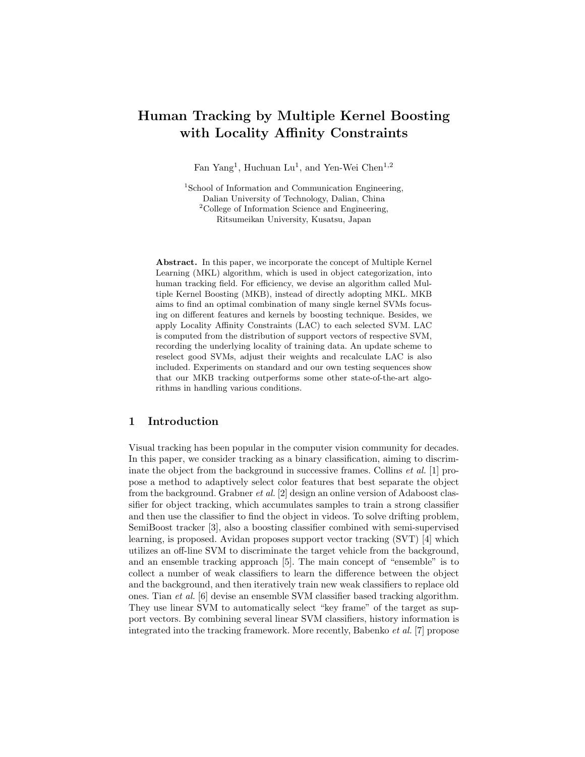# Human Tracking by Multiple Kernel Boosting with Locality Affinity Constraints

Fan Yang[1], Huchuan Lu[1], and Yen-Wei Chen[1,2]

[1]School of Information and Communication Engineering, Dalian University of Technology, Dalian, China
[2]College of Information Science and Engineering, Ritsumeikan University, Kusatsu, Japan

**Abstract.** In this paper, we incorporate the concept of Multiple Kernel Learning (MKL) algorithm, which is used in object categorization, into human tracking field. For efficiency, we devise an algorithm called Multiple Kernel Boosting (MKB), instead of directly adopting MKL. MKB aims to find an optimal combination of many single kernel SVMs focusing on different features and kernels by boosting technique. Besides, we apply Locality Affinity Constraints (LAC) to each selected SVM. LAC is computed from the distribution of support vectors of respective SVM, recording the underlying locality of training data. An update scheme to reselect good SVMs, adjust their weights and recalculate LAC is also included. Experiments on standard and our own testing sequences show that our MKB tracking outperforms some other state-of-the-art algorithms in handling various conditions.

## 1 Introduction

Visual tracking has been popular in the computer vision community for decades. In this paper, we consider tracking as a binary classification, aiming to discriminate the object from the background in successive frames. Collins *et al.* [1] propose a method to adaptively select color features that best separate the object from the background. Grabner *et al.* [2] design an online version of Adaboost classifier for object tracking, which accumulates samples to train a strong classifier and then use the classifier to find the object in videos. To solve drifting problem, SemiBoost tracker [3], also a boosting classifier combined with semi-supervised learning, is proposed. Avidan proposes support vector tracking (SVT) [4] which utilizes an off-line SVM to discriminate the target vehicle from the background, and an ensemble tracking approach [5]. The main concept of "ensemble" is to collect a number of weak classifiers to learn the difference between the object and the background, and then iteratively train new weak classifiers to replace old ones. Tian *et al.* [6] devise an ensemble SVM classifier based tracking algorithm. They use linear SVM to automatically select "key frame" of the target as support vectors. By combining several linear SVM classifiers, history information is integrated into the tracking framework. More recently, Babenko *et al.* [7] propose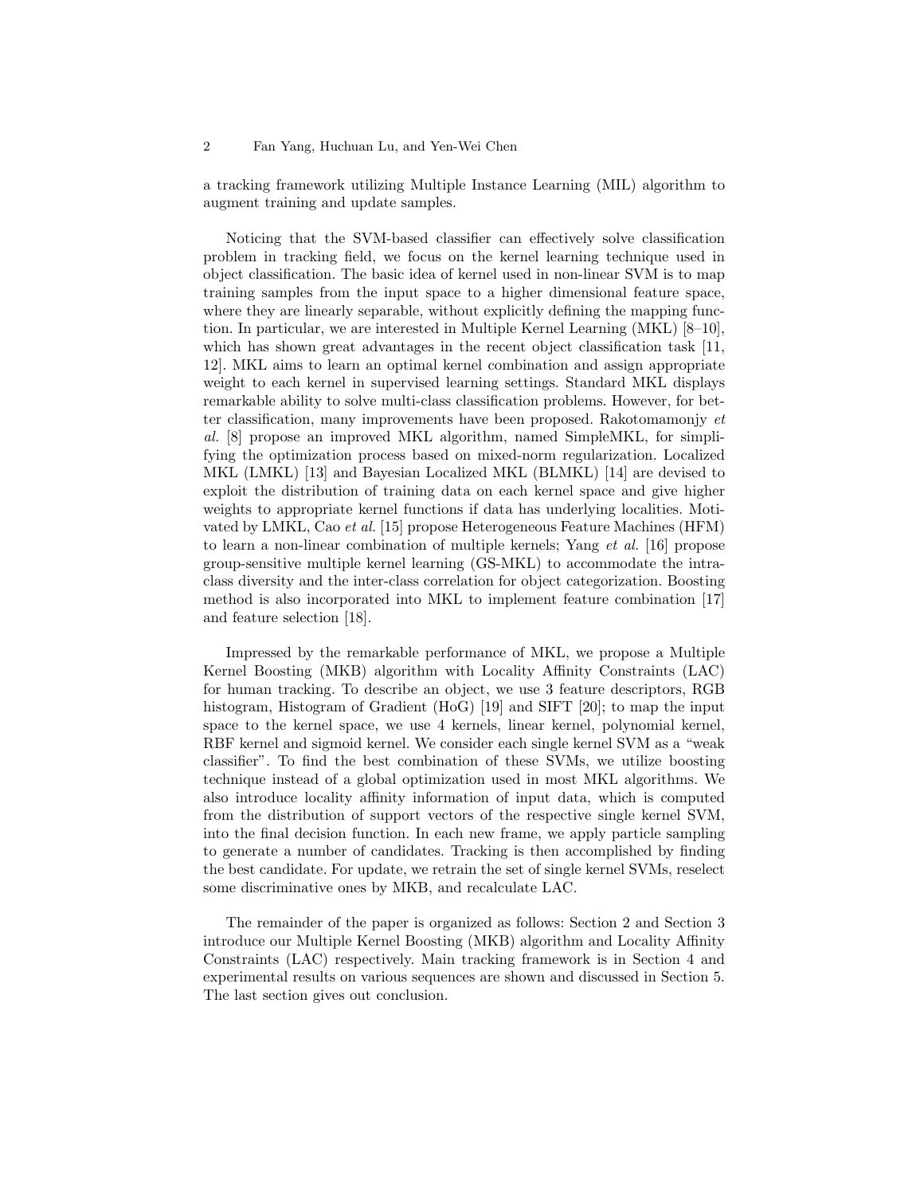a tracking framework utilizing Multiple Instance Learning (MIL) algorithm to augment training and update samples.

Noticing that the SVM-based classifier can effectively solve classification problem in tracking field, we focus on the kernel learning technique used in object classification. The basic idea of kernel used in non-linear SVM is to map training samples from the input space to a higher dimensional feature space, where they are linearly separable, without explicitly defining the mapping function. In particular, we are interested in Multiple Kernel Learning (MKL) [8–10], which has shown great advantages in the recent object classification task [11, 12]. MKL aims to learn an optimal kernel combination and assign appropriate weight to each kernel in supervised learning settings. Standard MKL displays remarkable ability to solve multi-class classification problems. However, for better classification, many improvements have been proposed. Rakotomamonjy *et al.* [8] propose an improved MKL algorithm, named SimpleMKL, for simplifying the optimization process based on mixed-norm regularization. Localized MKL (LMKL) [13] and Bayesian Localized MKL (BLMKL) [14] are devised to exploit the distribution of training data on each kernel space and give higher weights to appropriate kernel functions if data has underlying localities. Motivated by LMKL, Cao *et al.* [15] propose Heterogeneous Feature Machines (HFM) to learn a non-linear combination of multiple kernels; Yang *et al.* [16] propose group-sensitive multiple kernel learning (GS-MKL) to accommodate the intra-class diversity and the inter-class correlation for object categorization. Boosting method is also incorporated into MKL to implement feature combination [17] and feature selection [18].

Impressed by the remarkable performance of MKL, we propose a Multiple Kernel Boosting (MKB) algorithm with Locality Affinity Constraints (LAC) for human tracking. To describe an object, we use 3 feature descriptors, RGB histogram, Histogram of Gradient (HoG) [19] and SIFT [20]; to map the input space to the kernel space, we use 4 kernels, linear kernel, polynomial kernel, RBF kernel and sigmoid kernel. We consider each single kernel SVM as a "weak classifier". To find the best combination of these SVMs, we utilize boosting technique instead of a global optimization used in most MKL algorithms. We also introduce locality affinity information of input data, which is computed from the distribution of support vectors of the respective single kernel SVM, into the final decision function. In each new frame, we apply particle sampling to generate a number of candidates. Tracking is then accomplished by finding the best candidate. For update, we retrain the set of single kernel SVMs, reselect some discriminative ones by MKB, and recalculate LAC.

The remainder of the paper is organized as follows: Section 2 and Section 3 introduce our Multiple Kernel Boosting (MKB) algorithm and Locality Affinity Constraints (LAC) respectively. Main tracking framework is in Section 4 and experimental results on various sequences are shown and discussed in Section 5. The last section gives out conclusion.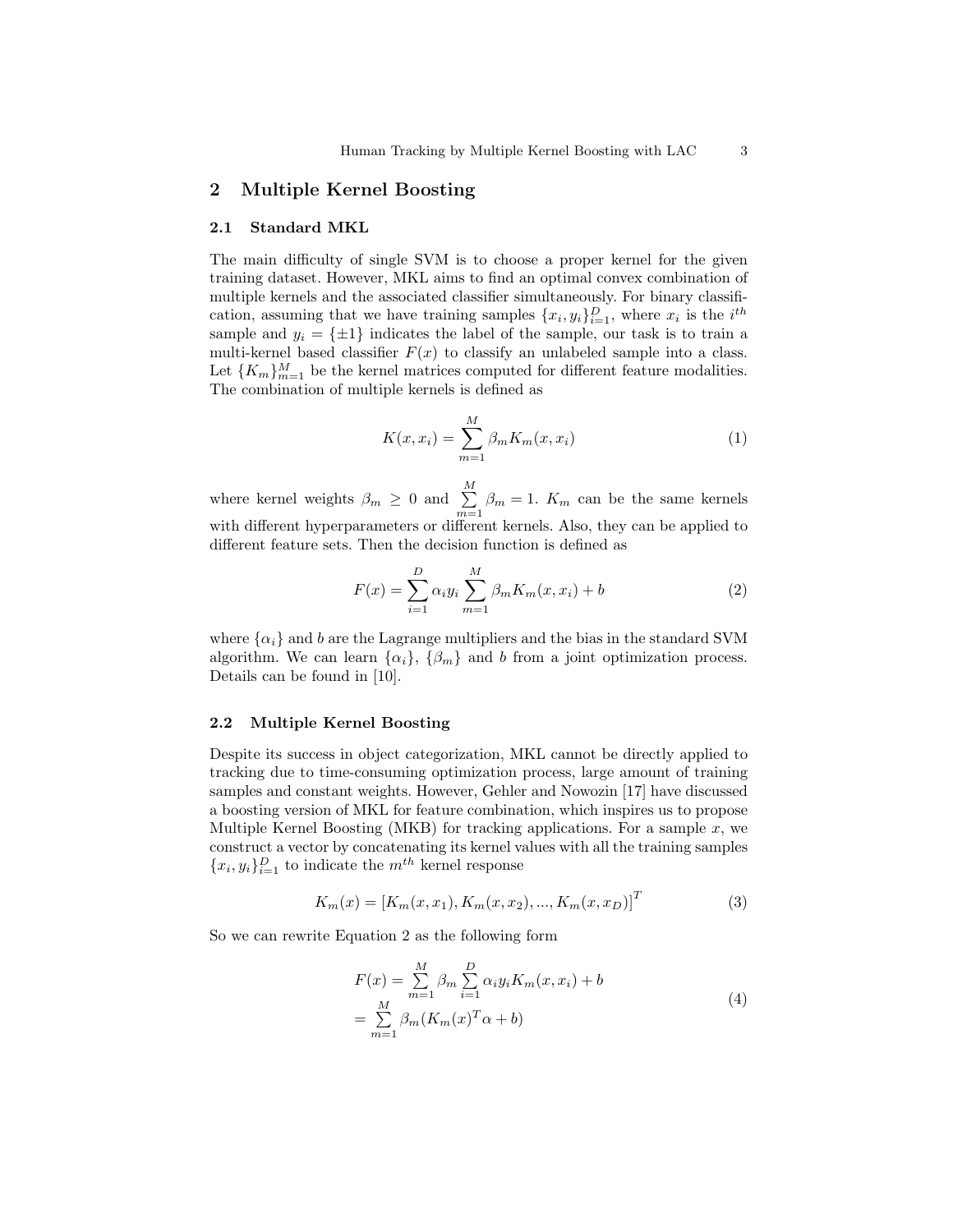## 2 Multiple Kernel Boosting

### 2.1 Standard MKL

The main difficulty of single SVM is to choose a proper kernel for the given training dataset. However, MKL aims to find an optimal convex combination of multiple kernels and the associated classifier simultaneously. For binary classification, assuming that we have training samples $\{x_i, y_i\}_{i=1}^{D}$, where $x_i$ is the $i^{th}$ sample and $y_i = \{\pm 1\}$ indicates the label of the sample, our task is to train a multi-kernel based classifier $F(x)$ to classify an unlabeled sample into a class. Let $\{K_m\}_{m=1}^{M}$ be the kernel matrices computed for different feature modalities. The combination of multiple kernels is defined as

$$K(x, x_i) = \sum_{m=1}^{M} \beta_m K_m(x, x_i) \tag{1}$$

where kernel weights $\beta_m \geq 0$ and $\sum\limits_{m=1}^{M} \beta_m = 1$. $K_m$ can be the same kernels with different hyperparameters or different kernels. Also, they can be applied to different feature sets. Then the decision function is defined as

$$F(x) = \sum_{i=1}^{D} \alpha_i y_i \sum_{m=1}^{M} \beta_m K_m(x, x_i) + b \tag{2}$$

where $\{\alpha_i\}$ and $b$ are the Lagrange multipliers and the bias in the standard SVM algorithm. We can learn $\{\alpha_i\}$, $\{\beta_m\}$ and $b$ from a joint optimization process. Details can be found in [10].

### 2.2 Multiple Kernel Boosting

Despite its success in object categorization, MKL cannot be directly applied to tracking due to time-consuming optimization process, large amount of training samples and constant weights. However, Gehler and Nowozin [17] have discussed a boosting version of MKL for feature combination, which inspires us to propose Multiple Kernel Boosting (MKB) for tracking applications. For a sample $x$, we construct a vector by concatenating its kernel values with all the training samples $\{x_i, y_i\}_{i=1}^{D}$ to indicate the $m^{th}$ kernel response

$$K_m(x) = \left[K_m(x, x_1), K_m(x, x_2), ..., K_m(x, x_D)\right]^T \tag{3}$$

So we can rewrite Equation 2 as the following form

$$\begin{aligned} F(x) &= \sum_{m=1}^{M} \beta_m \sum_{i=1}^{D} \alpha_i y_i K_m(x, x_i) + b \\ &= \sum_{m=1}^{M} \beta_m (K_m(x)^T \alpha + b) \end{aligned} \tag{4}$$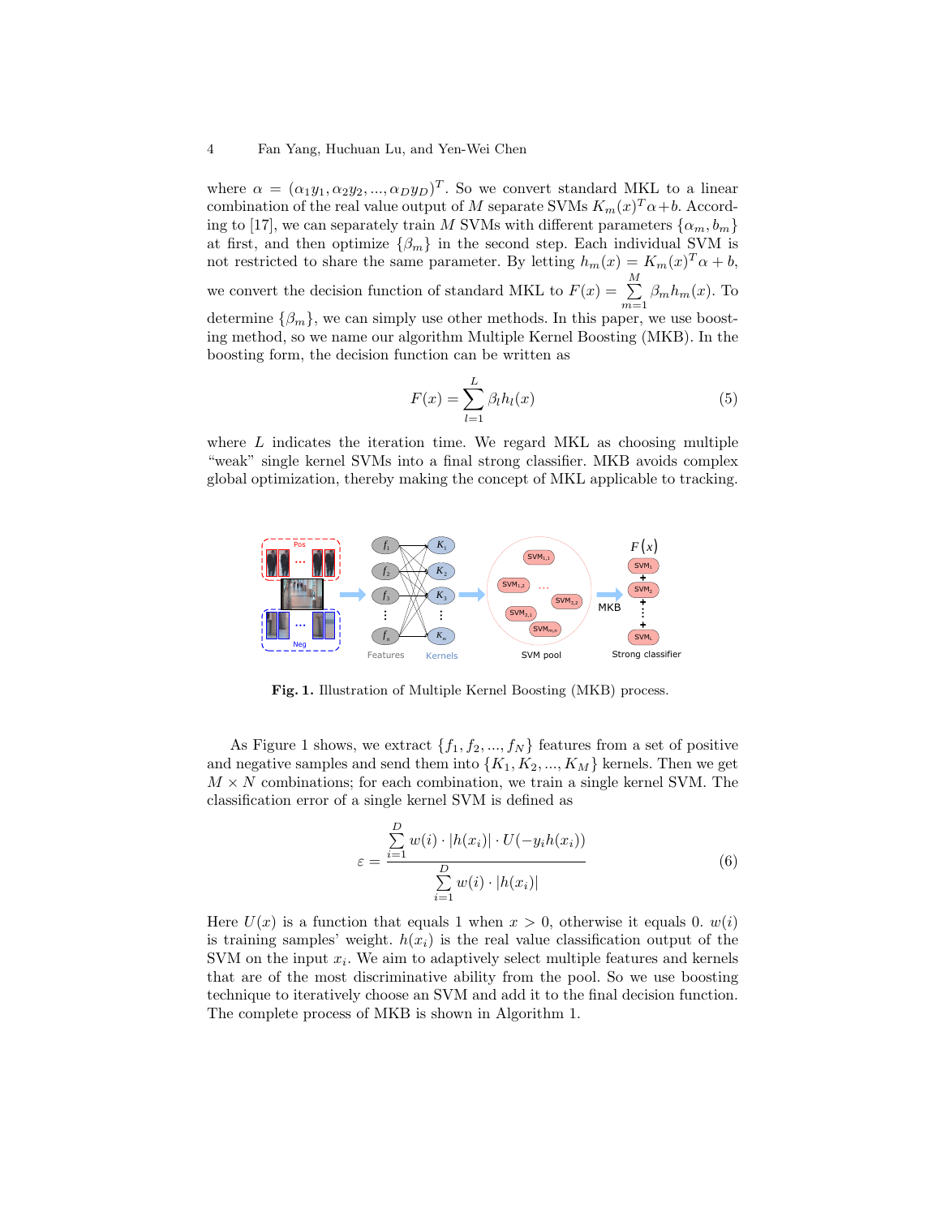where $\alpha = (\alpha_1 y_1, \alpha_2 y_2, ..., \alpha_D y_D)^T$. So we convert standard MKL to a linear combination of the real value output of $M$ separate SVMs $K_m(x)^T \alpha + b$. According to [17], we can separately train $M$ SVMs with different parameters $\{\alpha_m, b_m\}$ at first, and then optimize $\{\beta_m\}$ in the second step. Each individual SVM is not restricted to share the same parameter. By letting $h_m(x) = K_m(x)^T \alpha + b$, we convert the decision function of standard MKL to $F(x) = \sum_{m=1}^{M} \beta_m h_m(x)$. To determine $\{\beta_m\}$, we can simply use other methods. In this paper, we use boosting method, so we name our algorithm Multiple Kernel Boosting (MKB). In the boosting form, the decision function can be written as

$$F(x) = \sum_{l=1}^{L} \beta_l h_l(x) \tag{5}$$

where $L$ indicates the iteration time. We regard MKL as choosing multiple "weak" single kernel SVMs into a final strong classifier. MKB avoids complex global optimization, thereby making the concept of MKL applicable to tracking.

**Fig. 1.** Illustration of Multiple Kernel Boosting (MKB) process.

As Figure 1 shows, we extract $\{f_1, f_2, ..., f_N\}$ features from a set of positive and negative samples and send them into $\{K_1, K_2, ..., K_M\}$ kernels. Then we get $M \times N$ combinations; for each combination, we train a single kernel SVM. The classification error of a single kernel SVM is defined as

$$\varepsilon = \frac{\sum_{i=1}^{D} w(i) \cdot |h(x_i)| \cdot U(-y_i h(x_i))}{\sum_{i=1}^{D} w(i) \cdot |h(x_i)|} \tag{6}$$

Here $U(x)$ is a function that equals 1 when $x > 0$, otherwise it equals 0. $w(i)$ is training samples' weight. $h(x_i)$ is the real value classification output of the SVM on the input $x_i$. We aim to adaptively select multiple features and kernels that are of the most discriminative ability from the pool. So we use boosting technique to iteratively choose an SVM and add it to the final decision function. The complete process of MKB is shown in Algorithm 1.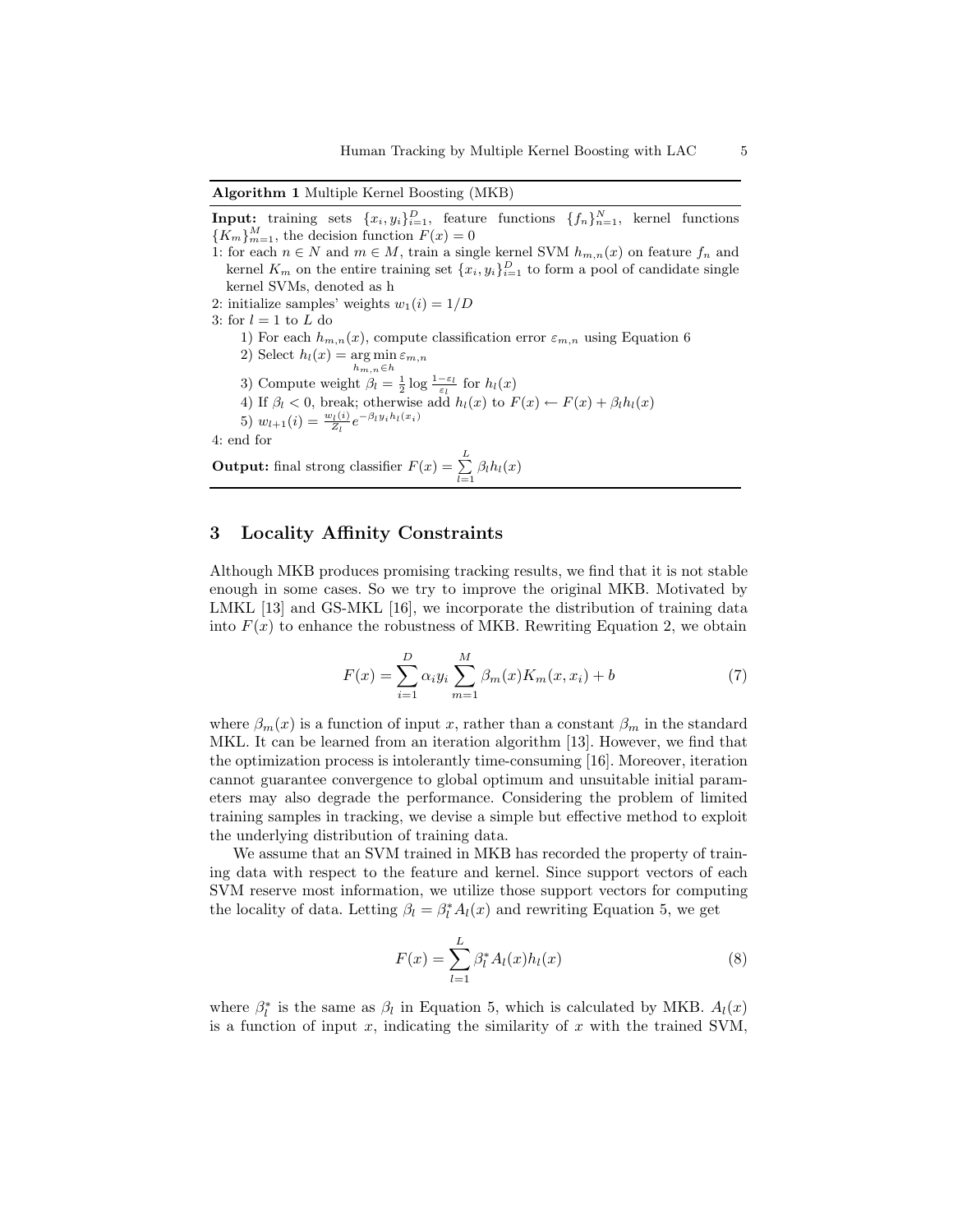**Algorithm 1** Multiple Kernel Boosting (MKB)

**Input:** training sets $\{x_i, y_i\}_{i=1}^D$, feature functions $\{f_n\}_{n=1}^N$, kernel functions $\{K_m\}_{m=1}^M$, the decision function $F(x) = 0$

1: for each $n \in N$ and $m \in M$, train a single kernel SVM $h_{m,n}(x)$ on feature $f_n$ and kernel $K_m$ on the entire training set $\{x_i, y_i\}_{i=1}^D$ to form a pool of candidate single kernel SVMs, denoted as h

2: initialize samples' weights $w_1(i) = 1/D$

3: for $l = 1$ to $L$ do

  1) For each $h_{m,n}(x)$, compute classification error $\varepsilon_{m,n}$ using Equation 6

  2) Select $h_l(x) = \arg\min_{h_{m,n} \in h} \varepsilon_{m,n}$

  3) Compute weight $\beta_l = \frac{1}{2} \log \frac{1-\varepsilon_l}{\varepsilon_l}$ for $h_l(x)$

  4) If $\beta_l < 0$, break; otherwise add $h_l(x)$ to $F(x) \leftarrow F(x) + \beta_l h_l(x)$

  5) $w_{l+1}(i) = \frac{w_l(i)}{Z_l} e^{-\beta_l y_i h_l(x_i)}$

4: end for

**Output:** final strong classifier $F(x) = \sum_{l=1}^{L} \beta_l h_l(x)$

## 3 Locality Affinity Constraints

Although MKB produces promising tracking results, we find that it is not stable enough in some cases. So we try to improve the original MKB. Motivated by LMKL [13] and GS-MKL [16], we incorporate the distribution of training data into $F(x)$ to enhance the robustness of MKB. Rewriting Equation 2, we obtain

$$F(x) = \sum_{i=1}^{D} \alpha_i y_i \sum_{m=1}^{M} \beta_m(x) K_m(x, x_i) + b \tag{7}$$

where $\beta_m(x)$ is a function of input $x$, rather than a constant $\beta_m$ in the standard MKL. It can be learned from an iteration algorithm [13]. However, we find that the optimization process is intolerantly time-consuming [16]. Moreover, iteration cannot guarantee convergence to global optimum and unsuitable initial parameters may also degrade the performance. Considering the problem of limited training samples in tracking, we devise a simple but effective method to exploit the underlying distribution of training data.

We assume that an SVM trained in MKB has recorded the property of training data with respect to the feature and kernel. Since support vectors of each SVM reserve most information, we utilize those support vectors for computing the locality of data. Letting $\beta_l = \beta_l^* A_l(x)$ and rewriting Equation 5, we get

$$F(x) = \sum_{l=1}^{L} \beta_l^* A_l(x) h_l(x) \tag{8}$$

where $\beta_l^*$ is the same as $\beta_l$ in Equation 5, which is calculated by MKB. $A_l(x)$ is a function of input $x$, indicating the similarity of $x$ with the trained SVM,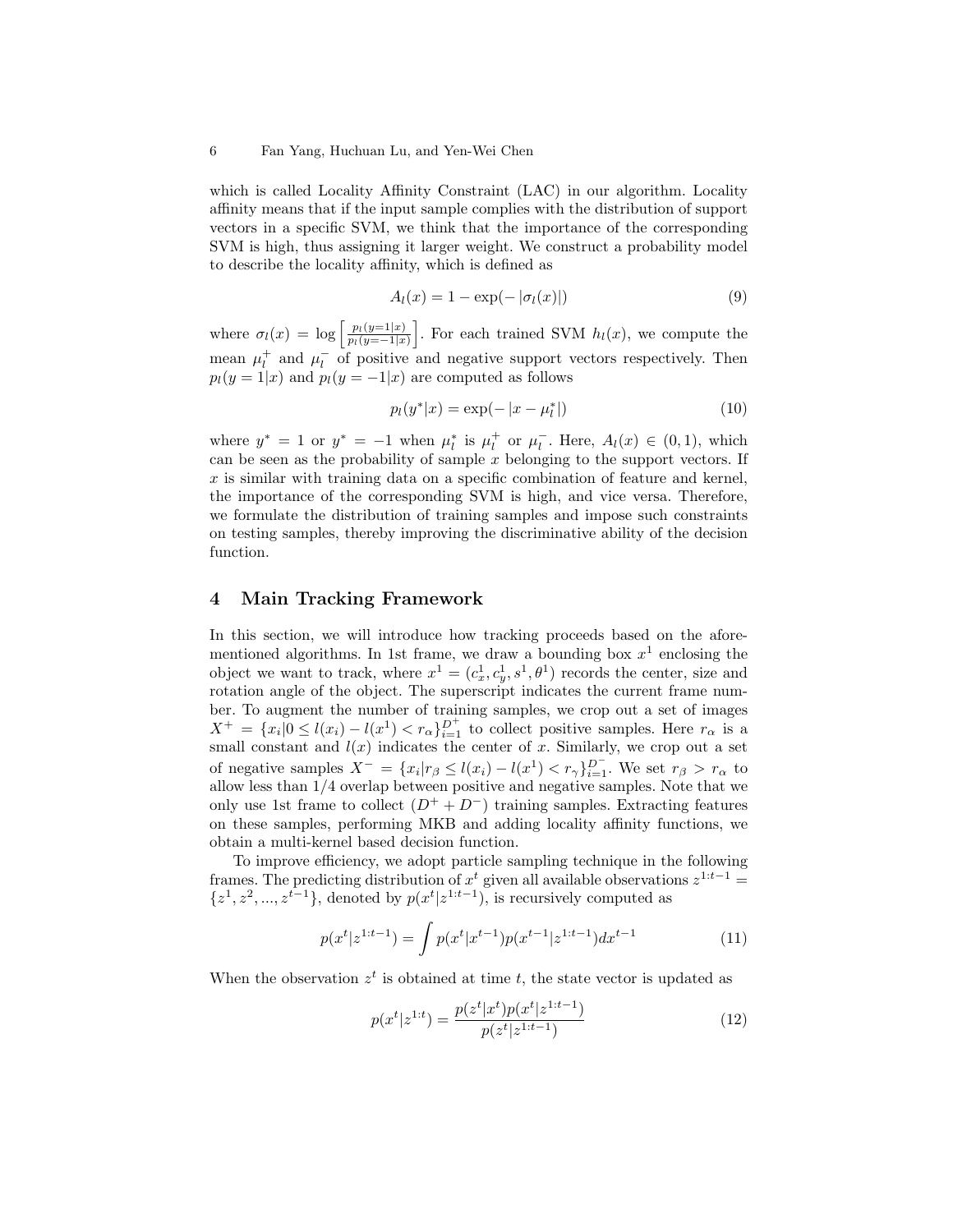which is called Locality Affinity Constraint (LAC) in our algorithm. Locality affinity means that if the input sample complies with the distribution of support vectors in a specific SVM, we think that the importance of the corresponding SVM is high, thus assigning it larger weight. We construct a probability model to describe the locality affinity, which is defined as

$$A_l(x) = 1 - \exp(-|\sigma_l(x)|) \tag{9}$$

where $\sigma_l(x) = \log\left[\frac{p_l(y=1|x)}{p_l(y=-1|x)}\right]$. For each trained SVM $h_l(x)$, we compute the mean $\mu_l^+$ and $\mu_l^-$ of positive and negative support vectors respectively. Then $p_l(y=1|x)$ and $p_l(y=-1|x)$ are computed as follows

$$p_l(y^*|x) = \exp(-|x - \mu_l^*|) \tag{10}$$

where $y^* = 1$ or $y^* = -1$ when $\mu_l^*$ is $\mu_l^+$ or $\mu_l^-$. Here, $A_l(x) \in (0,1)$, which can be seen as the probability of sample $x$ belonging to the support vectors. If $x$ is similar with training data on a specific combination of feature and kernel, the importance of the corresponding SVM is high, and vice versa. Therefore, we formulate the distribution of training samples and impose such constraints on testing samples, thereby improving the discriminative ability of the decision function.

## 4 Main Tracking Framework

In this section, we will introduce how tracking proceeds based on the aforementioned algorithms. In 1st frame, we draw a bounding box $x^1$ enclosing the object we want to track, where $x^1 = (c_x^1, c_y^1, s^1, \theta^1)$ records the center, size and rotation angle of the object. The superscript indicates the current frame number. To augment the number of training samples, we crop out a set of images $X^+ = \{x_i | 0 \leq l(x_i) - l(x^1) < r_\alpha\}_{i=1}^{D^+}$ to collect positive samples. Here $r_\alpha$ is a small constant and $l(x)$ indicates the center of $x$. Similarly, we crop out a set of negative samples $X^- = \{x_i | r_\beta \leq l(x_i) - l(x^1) < r_\gamma\}_{i=1}^{D^-}$. We set $r_\beta > r_\alpha$ to allow less than 1/4 overlap between positive and negative samples. Note that we only use 1st frame to collect $(D^+ + D^-)$ training samples. Extracting features on these samples, performing MKB and adding locality affinity functions, we obtain a multi-kernel based decision function.

To improve efficiency, we adopt particle sampling technique in the following frames. The predicting distribution of $x^t$ given all available observations $z^{1:t-1} = \{z^1, z^2, ..., z^{t-1}\}$, denoted by $p(x^t|z^{1:t-1})$, is recursively computed as

$$p(x^t|z^{1:t-1}) = \int p(x^t|x^{t-1})p(x^{t-1}|z^{1:t-1})dx^{t-1} \tag{11}$$

When the observation $z^t$ is obtained at time $t$, the state vector is updated as

$$p(x^t|z^{1:t}) = \frac{p(z^t|x^t)p(x^t|z^{1:t-1})}{p(z^t|z^{1:t-1})} \tag{12}$$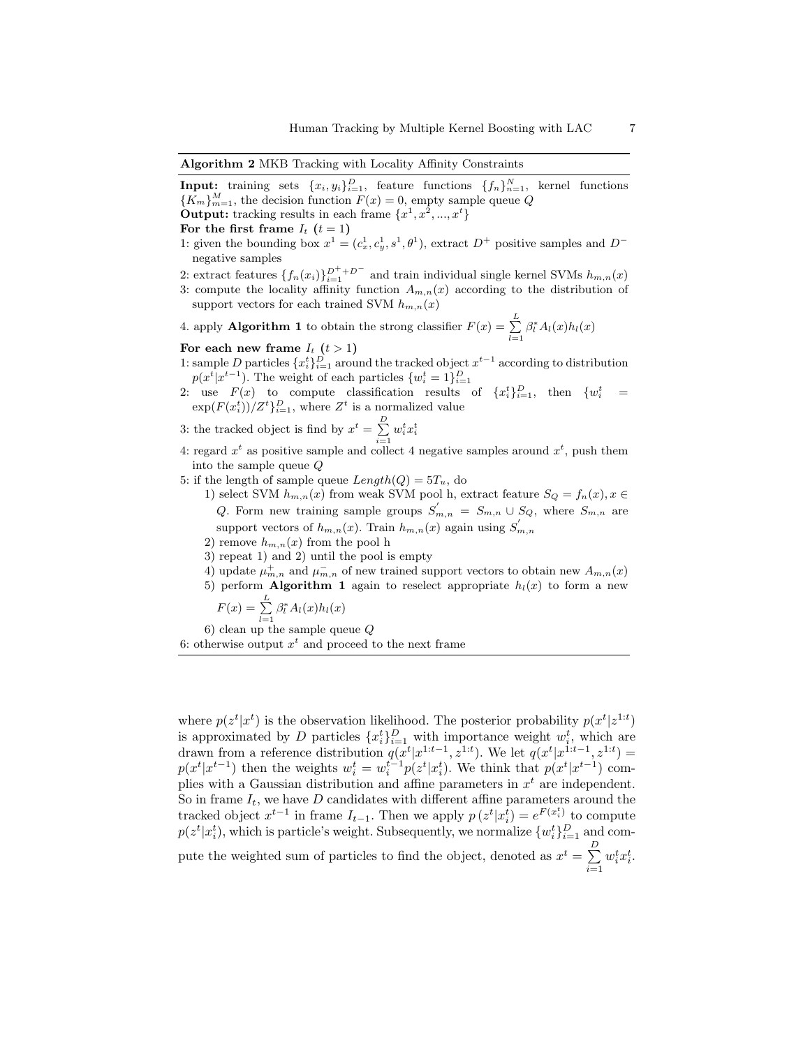**Algorithm 2** MKB Tracking with Locality Affinity Constraints

**Input:** training sets $\{x_i, y_i\}_{i=1}^{D}$, feature functions $\{f_n\}_{n=1}^{N}$, kernel functions $\{K_m\}_{m=1}^{M}$, the decision function $F(x) = 0$, empty sample queue $Q$

**Output:** tracking results in each frame $\{x^1, x^2, ..., x^t\}$

**For the first frame $I_t$ $(t = 1)$**

1: given the bounding box $x^1 = (c_x^1, c_y^1, s^1, \theta^1)$, extract $D^+$ positive samples and $D^-$ negative samples

2: extract features $\{f_n(x_i)\}_{i=1}^{D^+ + D^-}$ and train individual single kernel SVMs $h_{m,n}(x)$

3: compute the locality affinity function $A_{m,n}(x)$ according to the distribution of support vectors for each trained SVM $h_{m,n}(x)$

4. apply **Algorithm 1** to obtain the strong classifier $F(x) = \sum_{l=1}^{L} \beta_l^* A_l(x) h_l(x)$

**For each new frame $I_t$ $(t > 1)$**

1: sample $D$ particles $\{x_i^t\}_{i=1}^{D}$ around the tracked object $x^{t-1}$ according to distribution $p(x^t|x^{t-1})$. The weight of each particles $\{w_i^t = 1\}_{i=1}^{D}$

2: use $F(x)$ to compute classification results of $\{x_i^t\}_{i=1}^{D}$, then $\{w_i^t = \exp(F(x_i^t))/Z^t\}_{i=1}^{D}$, where $Z^t$ is a normalized value

3: the tracked object is find by $x^t = \sum_{i=1}^{D} w_i^t x_i^t$

4: regard $x^t$ as positive sample and collect 4 negative samples around $x^t$, push them into the sample queue $Q$

5: if the length of sample queue $Length(Q) = 5T_u$, do

   1) select SVM $h_{m,n}(x)$ from weak SVM pool h, extract feature $S_Q = f_n(x), x \in Q$. Form new training sample groups $S'_{m,n} = S_{m,n} \cup S_Q$, where $S_{m,n}$ are support vectors of $h_{m,n}(x)$. Train $h_{m,n}(x)$ again using $S'_{m,n}$

   2) remove $h_{m,n}(x)$ from the pool h

   3) repeat 1) and 2) until the pool is empty

   4) update $\mu_{m,n}^+$ and $\mu_{m,n}^-$ of new trained support vectors to obtain new $A_{m,n}(x)$

   5) perform **Algorithm 1** again to reselect appropriate $h_l(x)$ to form a new $F(x) = \sum_{l=1}^{L} \beta_l^* A_l(x) h_l(x)$

   6) clean up the sample queue $Q$

6: otherwise output $x^t$ and proceed to the next frame

---

where $p(z^t|x^t)$ is the observation likelihood. The posterior probability $p(x^t|z^{1:t})$ is approximated by $D$ particles $\{x_i^t\}_{i=1}^{D}$ with importance weight $w_i^t$, which are drawn from a reference distribution $q(x^t|x^{1:t-1}, z^{1:t})$. We let $q(x^t|x^{1:t-1}, z^{1:t}) = p(x^t|x^{t-1})$ then the weights $w_i^t = w_i^{t-1} p(z^t|x_i^t)$. We think that $p(x^t|x^{t-1})$ complies with a Gaussian distribution and affine parameters in $x^t$ are independent. So in frame $I_t$, we have $D$ candidates with different affine parameters around the tracked object $x^{t-1}$ in frame $I_{t-1}$. Then we apply $p\left(z^t|x_i^t\right) = e^{F(x_i^t)}$ to compute $p(z^t|x_i^t)$, which is particle's weight. Subsequently, we normalize $\{w_i^t\}_{i=1}^{D}$ and compute the weighted sum of particles to find the object, denoted as $x^t = \sum_{i=1}^{D} w_i^t x_i^t$.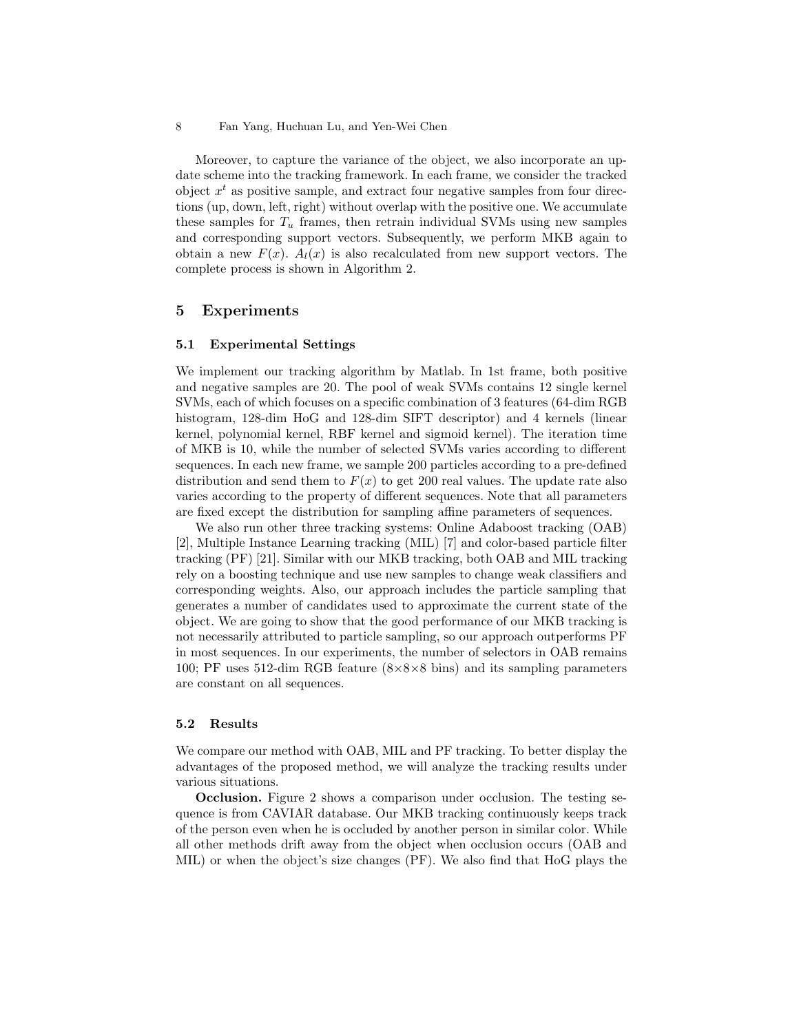Moreover, to capture the variance of the object, we also incorporate an update scheme into the tracking framework. In each frame, we consider the tracked object $x^t$ as positive sample, and extract four negative samples from four directions (up, down, left, right) without overlap with the positive one. We accumulate these samples for $T_u$ frames, then retrain individual SVMs using new samples and corresponding support vectors. Subsequently, we perform MKB again to obtain a new $F(x)$. $A_l(x)$ is also recalculated from new support vectors. The complete process is shown in Algorithm 2.

## 5 Experiments

### 5.1 Experimental Settings

We implement our tracking algorithm by Matlab. In 1st frame, both positive and negative samples are 20. The pool of weak SVMs contains 12 single kernel SVMs, each of which focuses on a specific combination of 3 features (64-dim RGB histogram, 128-dim HoG and 128-dim SIFT descriptor) and 4 kernels (linear kernel, polynomial kernel, RBF kernel and sigmoid kernel). The iteration time of MKB is 10, while the number of selected SVMs varies according to different sequences. In each new frame, we sample 200 particles according to a pre-defined distribution and send them to $F(x)$ to get 200 real values. The update rate also varies according to the property of different sequences. Note that all parameters are fixed except the distribution for sampling affine parameters of sequences.

We also run other three tracking systems: Online Adaboost tracking (OAB) [2], Multiple Instance Learning tracking (MIL) [7] and color-based particle filter tracking (PF) [21]. Similar with our MKB tracking, both OAB and MIL tracking rely on a boosting technique and use new samples to change weak classifiers and corresponding weights. Also, our approach includes the particle sampling that generates a number of candidates used to approximate the current state of the object. We are going to show that the good performance of our MKB tracking is not necessarily attributed to particle sampling, so our approach outperforms PF in most sequences. In our experiments, the number of selectors in OAB remains 100; PF uses 512-dim RGB feature (8×8×8 bins) and its sampling parameters are constant on all sequences.

### 5.2 Results

We compare our method with OAB, MIL and PF tracking. To better display the advantages of the proposed method, we will analyze the tracking results under various situations.

**Occlusion.** Figure 2 shows a comparison under occlusion. The testing sequence is from CAVIAR database. Our MKB tracking continuously keeps track of the person even when he is occluded by another person in similar color. While all other methods drift away from the object when occlusion occurs (OAB and MIL) or when the object's size changes (PF). We also find that HoG plays the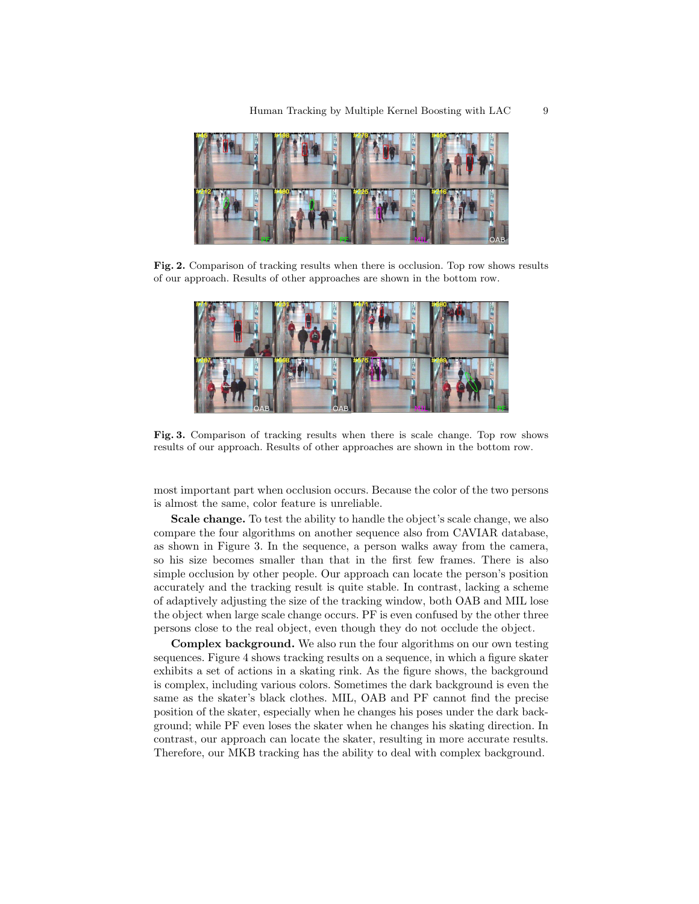Fig. 2. Comparison of tracking results when there is occlusion. Top row shows results of our approach. Results of other approaches are shown in the bottom row.

Fig. 3. Comparison of tracking results when there is scale change. Top row shows results of our approach. Results of other approaches are shown in the bottom row.

most important part when occlusion occurs. Because the color of the two persons is almost the same, color feature is unreliable.

**Scale change.** To test the ability to handle the object's scale change, we also compare the four algorithms on another sequence also from CAVIAR database, as shown in Figure 3. In the sequence, a person walks away from the camera, so his size becomes smaller than that in the first few frames. There is also simple occlusion by other people. Our approach can locate the person's position accurately and the tracking result is quite stable. In contrast, lacking a scheme of adaptively adjusting the size of the tracking window, both OAB and MIL lose the object when large scale change occurs. PF is even confused by the other three persons close to the real object, even though they do not occlude the object.

**Complex background.** We also run the four algorithms on our own testing sequences. Figure 4 shows tracking results on a sequence, in which a figure skater exhibits a set of actions in a skating rink. As the figure shows, the background is complex, including various colors. Sometimes the dark background is even the same as the skater's black clothes. MIL, OAB and PF cannot find the precise position of the skater, especially when he changes his poses under the dark background; while PF even loses the skater when he changes his skating direction. In contrast, our approach can locate the skater, resulting in more accurate results. Therefore, our MKB tracking has the ability to deal with complex background.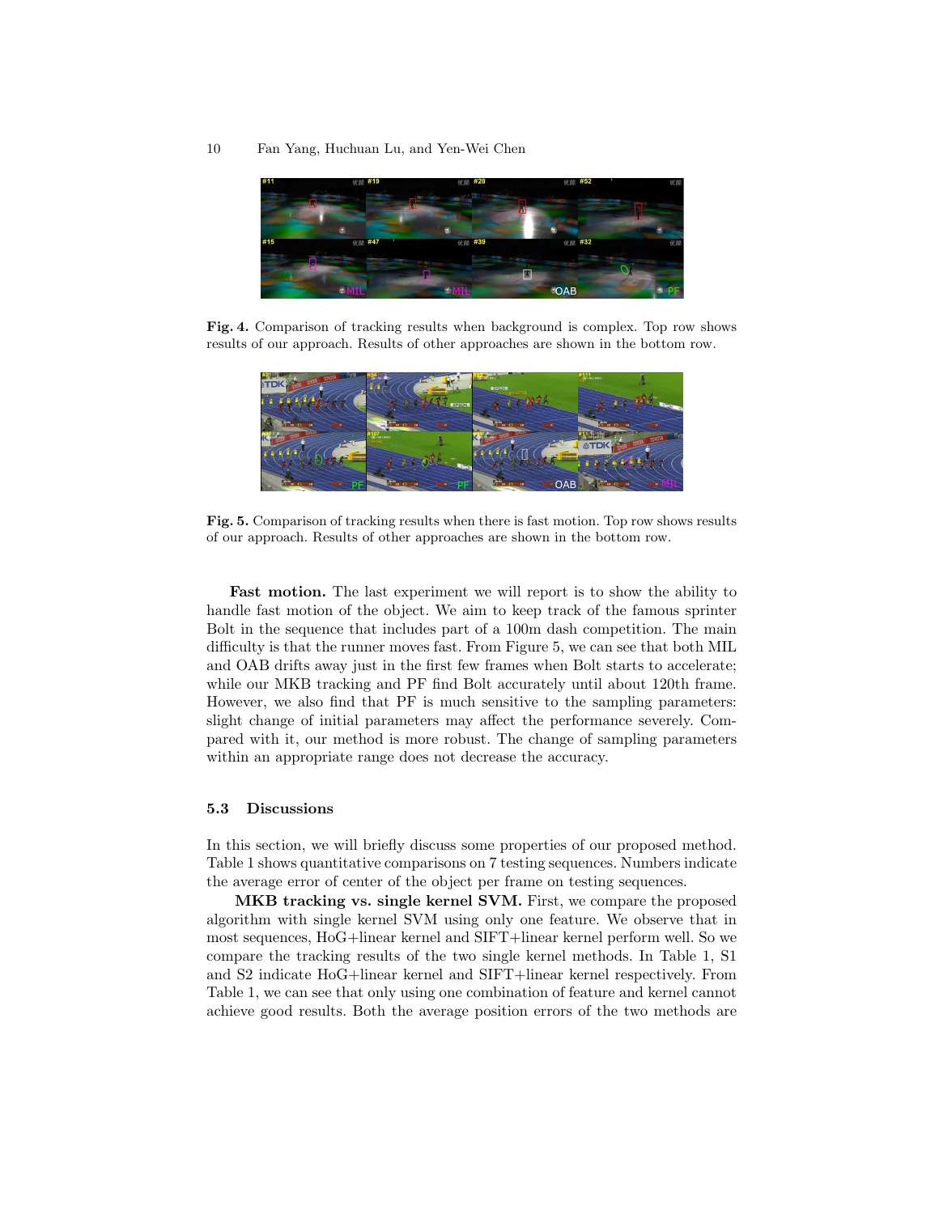Fig. 4. Comparison of tracking results when background is complex. Top row shows results of our approach. Results of other approaches are shown in the bottom row.

Fig. 5. Comparison of tracking results when there is fast motion. Top row shows results of our approach. Results of other approaches are shown in the bottom row.

**Fast motion.** The last experiment we will report is to show the ability to handle fast motion of the object. We aim to keep track of the famous sprinter Bolt in the sequence that includes part of a 100m dash competition. The main difficulty is that the runner moves fast. From Figure 5, we can see that both MIL and OAB drifts away just in the first few frames when Bolt starts to accelerate; while our MKB tracking and PF find Bolt accurately until about 120th frame. However, we also find that PF is much sensitive to the sampling parameters: slight change of initial parameters may affect the performance severely. Compared with it, our method is more robust. The change of sampling parameters within an appropriate range does not decrease the accuracy.

### 5.3 Discussions

In this section, we will briefly discuss some properties of our proposed method. Table 1 shows quantitative comparisons on 7 testing sequences. Numbers indicate the average error of center of the object per frame on testing sequences.

**MKB tracking vs. single kernel SVM.** First, we compare the proposed algorithm with single kernel SVM using only one feature. We observe that in most sequences, HoG+linear kernel and SIFT+linear kernel perform well. So we compare the tracking results of the two single kernel methods. In Table 1, S1 and S2 indicate HoG+linear kernel and SIFT+linear kernel respectively. From Table 1, we can see that only using one combination of feature and kernel cannot achieve good results. Both the average position errors of the two methods are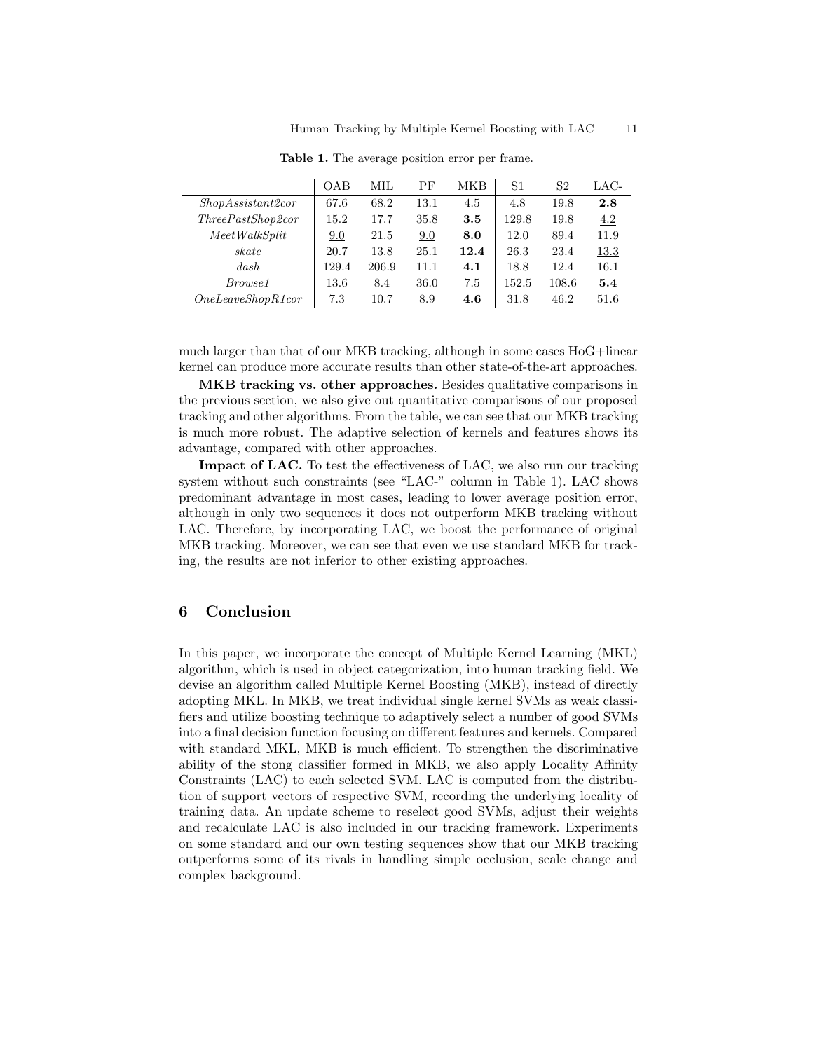**Table 1.** The average position error per frame.

| | OAB | MIL | PF | MKB | S1 | S2 | LAC- |
|---|---|---|---|---|---|---|---|
| *ShopAssistant2cor* | 67.6 | 68.2 | 13.1 | 4.5 | 4.8 | 19.8 | **2.8** |
| *ThreePastShop2cor* | 15.2 | 17.7 | 35.8 | **3.5** | 129.8 | 19.8 | 4.2 |
| *MeetWalkSplit* | 9.0 | 21.5 | 9.0 | **8.0** | 12.0 | 89.4 | 11.9 |
| *skate* | 20.7 | 13.8 | 25.1 | **12.4** | 26.3 | 23.4 | 13.3 |
| *dash* | 129.4 | 206.9 | 11.1 | **4.1** | 18.8 | 12.4 | 16.1 |
| *Browse1* | 13.6 | 8.4 | 36.0 | 7.5 | 152.5 | 108.6 | **5.4** |
| *OneLeaveShopR1cor* | 7.3 | 10.7 | 8.9 | **4.6** | 31.8 | 46.2 | 51.6 |

much larger than that of our MKB tracking, although in some cases HoG+linear kernel can produce more accurate results than other state-of-the-art approaches.

**MKB tracking vs. other approaches.** Besides qualitative comparisons in the previous section, we also give out quantitative comparisons of our proposed tracking and other algorithms. From the table, we can see that our MKB tracking is much more robust. The adaptive selection of kernels and features shows its advantage, compared with other approaches.

**Impact of LAC.** To test the effectiveness of LAC, we also run our tracking system without such constraints (see "LAC-" column in Table 1). LAC shows predominant advantage in most cases, leading to lower average position error, although in only two sequences it does not outperform MKB tracking without LAC. Therefore, by incorporating LAC, we boost the performance of original MKB tracking. Moreover, we can see that even we use standard MKB for tracking, the results are not inferior to other existing approaches.

## 6 Conclusion

In this paper, we incorporate the concept of Multiple Kernel Learning (MKL) algorithm, which is used in object categorization, into human tracking field. We devise an algorithm called Multiple Kernel Boosting (MKB), instead of directly adopting MKL. In MKB, we treat individual single kernel SVMs as weak classifiers and utilize boosting technique to adaptively select a number of good SVMs into a final decision function focusing on different features and kernels. Compared with standard MKL, MKB is much efficient. To strengthen the discriminative ability of the stong classifier formed in MKB, we also apply Locality Affinity Constraints (LAC) to each selected SVM. LAC is computed from the distribution of support vectors of respective SVM, recording the underlying locality of training data. An update scheme to reselect good SVMs, adjust their weights and recalculate LAC is also included in our tracking framework. Experiments on some standard and our own testing sequences show that our MKB tracking outperforms some of its rivals in handling simple occlusion, scale change and complex background.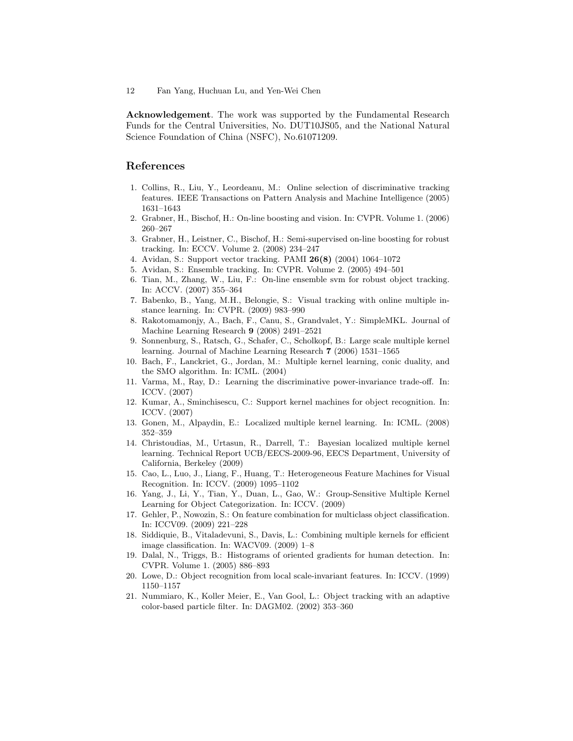**Acknowledgement**. The work was supported by the Fundamental Research Funds for the Central Universities, No. DUT10JS05, and the National Natural Science Foundation of China (NSFC), No.61071209.

## References

1. Collins, R., Liu, Y., Leordeanu, M.: Online selection of discriminative tracking features. IEEE Transactions on Pattern Analysis and Machine Intelligence (2005) 1631–1643
2. Grabner, H., Bischof, H.: On-line boosting and vision. In: CVPR. Volume 1. (2006) 260–267
3. Grabner, H., Leistner, C., Bischof, H.: Semi-supervised on-line boosting for robust tracking. In: ECCV. Volume 2. (2008) 234–247
4. Avidan, S.: Support vector tracking. PAMI **26(8)** (2004) 1064–1072
5. Avidan, S.: Ensemble tracking. In: CVPR. Volume 2. (2005) 494–501
6. Tian, M., Zhang, W., Liu, F.: On-line ensemble svm for robust object tracking. In: ACCV. (2007) 355–364
7. Babenko, B., Yang, M.H., Belongie, S.: Visual tracking with online multiple instance learning. In: CVPR. (2009) 983–990
8. Rakotomamonjy, A., Bach, F., Canu, S., Grandvalet, Y.: SimpleMKL. Journal of Machine Learning Research **9** (2008) 2491–2521
9. Sonnenburg, S., Ratsch, G., Schafer, C., Scholkopf, B.: Large scale multiple kernel learning. Journal of Machine Learning Research **7** (2006) 1531–1565
10. Bach, F., Lanckriet, G., Jordan, M.: Multiple kernel learning, conic duality, and the SMO algorithm. In: ICML. (2004)
11. Varma, M., Ray, D.: Learning the discriminative power-invariance trade-off. In: ICCV. (2007)
12. Kumar, A., Sminchisescu, C.: Support kernel machines for object recognition. In: ICCV. (2007)
13. Gonen, M., Alpaydin, E.: Localized multiple kernel learning. In: ICML. (2008) 352–359
14. Christoudias, M., Urtasun, R., Darrell, T.: Bayesian localized multiple kernel learning. Technical Report UCB/EECS-2009-96, EECS Department, University of California, Berkeley (2009)
15. Cao, L., Luo, J., Liang, F., Huang, T.: Heterogeneous Feature Machines for Visual Recognition. In: ICCV. (2009) 1095–1102
16. Yang, J., Li, Y., Tian, Y., Duan, L., Gao, W.: Group-Sensitive Multiple Kernel Learning for Object Categorization. In: ICCV. (2009)
17. Gehler, P., Nowozin, S.: On feature combination for multiclass object classification. In: ICCV09. (2009) 221–228
18. Siddiquie, B., Vitaladevuni, S., Davis, L.: Combining multiple kernels for efficient image classification. In: WACV09. (2009) 1–8
19. Dalal, N., Triggs, B.: Histograms of oriented gradients for human detection. In: CVPR. Volume 1. (2005) 886–893
20. Lowe, D.: Object recognition from local scale-invariant features. In: ICCV. (1999) 1150–1157
21. Nummiaro, K., Koller Meier, E., Van Gool, L.: Object tracking with an adaptive color-based particle filter. In: DAGM02. (2002) 353–360